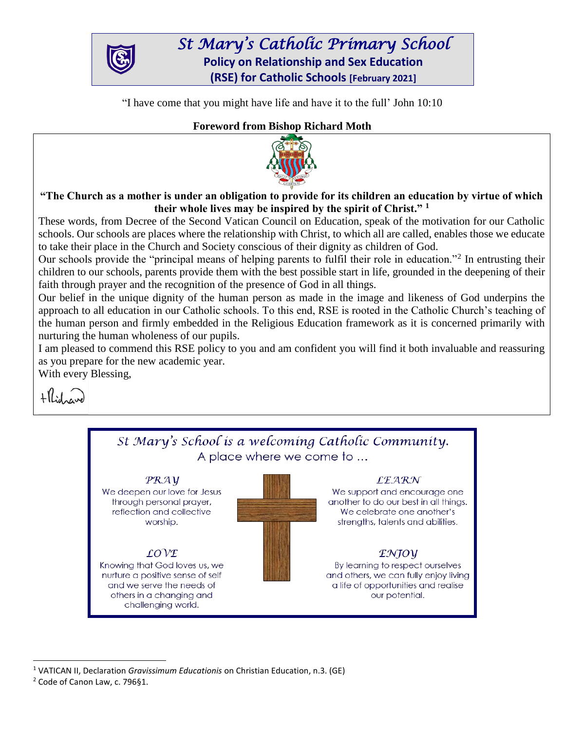# St Mary's Catholic Primary School

## Policy on Relationship and Sex Education (RSE) for Catholic Schools [February 2021]

"I have come that you might have life and have it to the full' John 10:10

### Foreword from Bishop Richard Moth

**"The Church as a mother is under an obligation to provide for its children an education by virtue of which their whole lives may be inspired by the spirit of Christ."[1]**

These words, from Decree of the Second Vatican Council on Education, speak of the motivation for our Catholic schools. Our schools are places where the relationship with Christ, to which all are called, enables those we educate to take their place in the Church and Society conscious of their dignity as children of God.

Our schools provide the "principal means of helping parents to fulfil their role in education."[2] In entrusting their children to our schools, parents provide them with the best possible start in life, grounded in the deepening of their faith through prayer and the recognition of the presence of God in all things.

Our belief in the unique dignity of the human person as made in the image and likeness of God underpins the approach to all education in our Catholic schools. To this end, RSE is rooted in the Catholic Church's teaching of the human person and firmly embedded in the Religious Education framework as it is concerned primarily with nurturing the human wholeness of our pupils.

I am pleased to commend this RSE policy to you and am confident you will find it both invaluable and reassuring as you prepare for the new academic year.

With every Blessing,

+Richard

*St Mary's School is a welcoming Catholic Community.*
A place where we come to …

*PRAY*
We deepen our love for Jesus through personal prayer, reflection and collective worship.

*LEARN*
We support and encourage one another to do our best in all things. We celebrate one another's strengths, talents and abilities.

*LOVE*
Knowing that God loves us, we nurture a positive sense of self and we serve the needs of others in a changing and challenging world.

*ENJOY*
By learning to respect ourselves and others, we can fully enjoy living a life of opportunities and realise our potential.

---

[1] VATICAN II, Declaration *Gravissimum Educationis* on Christian Education, n.3. (GE)

[2] Code of Canon Law, c. 796§1.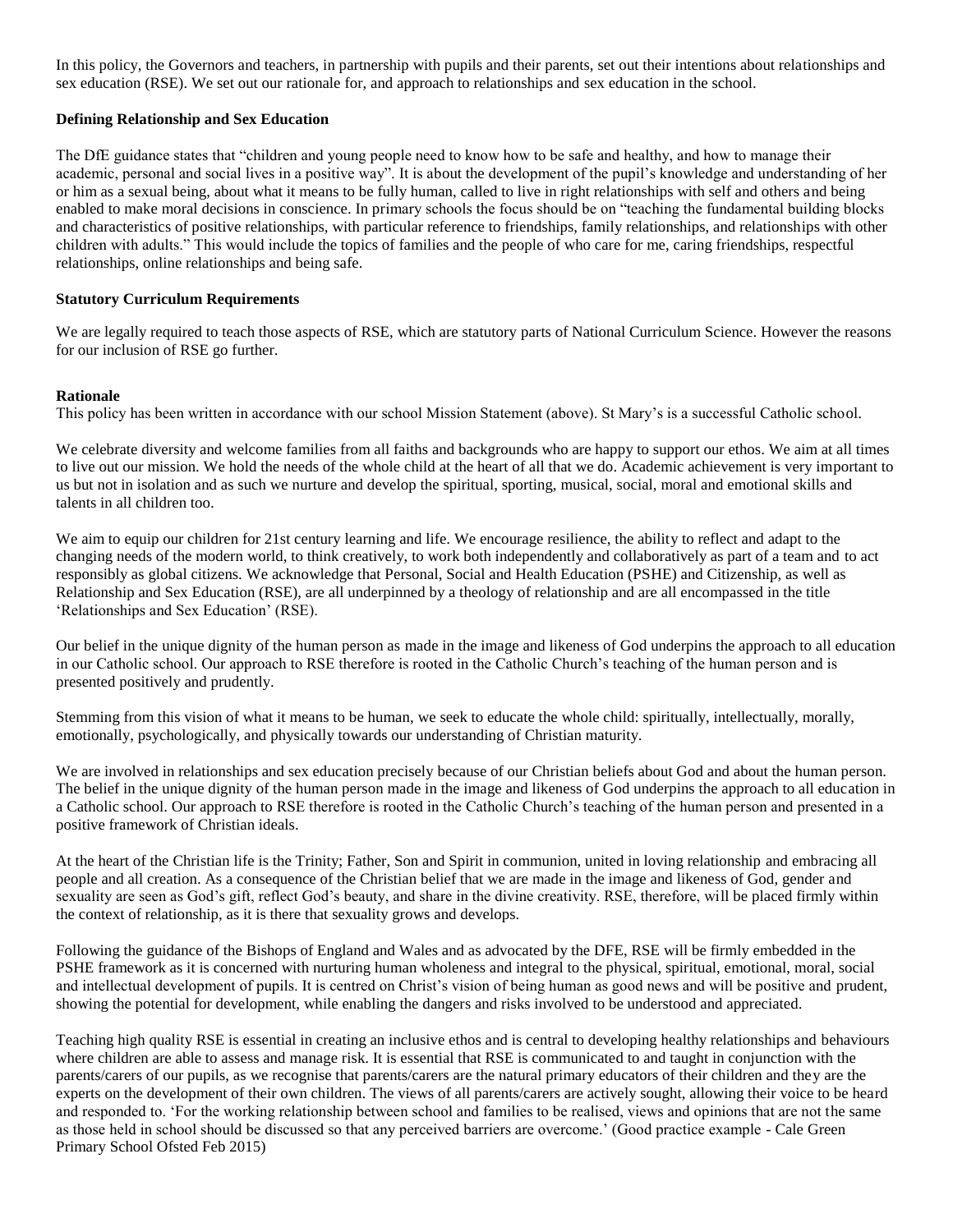In this policy, the Governors and teachers, in partnership with pupils and their parents, set out their intentions about relationships and sex education (RSE). We set out our rationale for, and approach to relationships and sex education in the school.

**Defining Relationship and Sex Education**

The DfE guidance states that "children and young people need to know how to be safe and healthy, and how to manage their academic, personal and social lives in a positive way". It is about the development of the pupil's knowledge and understanding of her or him as a sexual being, about what it means to be fully human, called to live in right relationships with self and others and being enabled to make moral decisions in conscience. In primary schools the focus should be on "teaching the fundamental building blocks and characteristics of positive relationships, with particular reference to friendships, family relationships, and relationships with other children with adults." This would include the topics of families and the people of who care for me, caring friendships, respectful relationships, online relationships and being safe.

**Statutory Curriculum Requirements**

We are legally required to teach those aspects of RSE, which are statutory parts of National Curriculum Science. However the reasons for our inclusion of RSE go further.

**Rationale**

This policy has been written in accordance with our school Mission Statement (above). St Mary's is a successful Catholic school.

We celebrate diversity and welcome families from all faiths and backgrounds who are happy to support our ethos. We aim at all times to live out our mission. We hold the needs of the whole child at the heart of all that we do. Academic achievement is very important to us but not in isolation and as such we nurture and develop the spiritual, sporting, musical, social, moral and emotional skills and talents in all children too.

We aim to equip our children for 21st century learning and life. We encourage resilience, the ability to reflect and adapt to the changing needs of the modern world, to think creatively, to work both independently and collaboratively as part of a team and to act responsibly as global citizens. We acknowledge that Personal, Social and Health Education (PSHE) and Citizenship, as well as Relationship and Sex Education (RSE), are all underpinned by a theology of relationship and are all encompassed in the title 'Relationships and Sex Education' (RSE).

Our belief in the unique dignity of the human person as made in the image and likeness of God underpins the approach to all education in our Catholic school. Our approach to RSE therefore is rooted in the Catholic Church's teaching of the human person and is presented positively and prudently.

Stemming from this vision of what it means to be human, we seek to educate the whole child: spiritually, intellectually, morally, emotionally, psychologically, and physically towards our understanding of Christian maturity.

We are involved in relationships and sex education precisely because of our Christian beliefs about God and about the human person. The belief in the unique dignity of the human person made in the image and likeness of God underpins the approach to all education in a Catholic school. Our approach to RSE therefore is rooted in the Catholic Church's teaching of the human person and presented in a positive framework of Christian ideals.

At the heart of the Christian life is the Trinity; Father, Son and Spirit in communion, united in loving relationship and embracing all people and all creation. As a consequence of the Christian belief that we are made in the image and likeness of God, gender and sexuality are seen as God's gift, reflect God's beauty, and share in the divine creativity. RSE, therefore, will be placed firmly within the context of relationship, as it is there that sexuality grows and develops.

Following the guidance of the Bishops of England and Wales and as advocated by the DFE, RSE will be firmly embedded in the PSHE framework as it is concerned with nurturing human wholeness and integral to the physical, spiritual, emotional, moral, social and intellectual development of pupils. It is centred on Christ's vision of being human as good news and will be positive and prudent, showing the potential for development, while enabling the dangers and risks involved to be understood and appreciated.

Teaching high quality RSE is essential in creating an inclusive ethos and is central to developing healthy relationships and behaviours where children are able to assess and manage risk. It is essential that RSE is communicated to and taught in conjunction with the parents/carers of our pupils, as we recognise that parents/carers are the natural primary educators of their children and they are the experts on the development of their own children. The views of all parents/carers are actively sought, allowing their voice to be heard and responded to. 'For the working relationship between school and families to be realised, views and opinions that are not the same as those held in school should be discussed so that any perceived barriers are overcome.' (Good practice example - Cale Green Primary School Ofsted Feb 2015)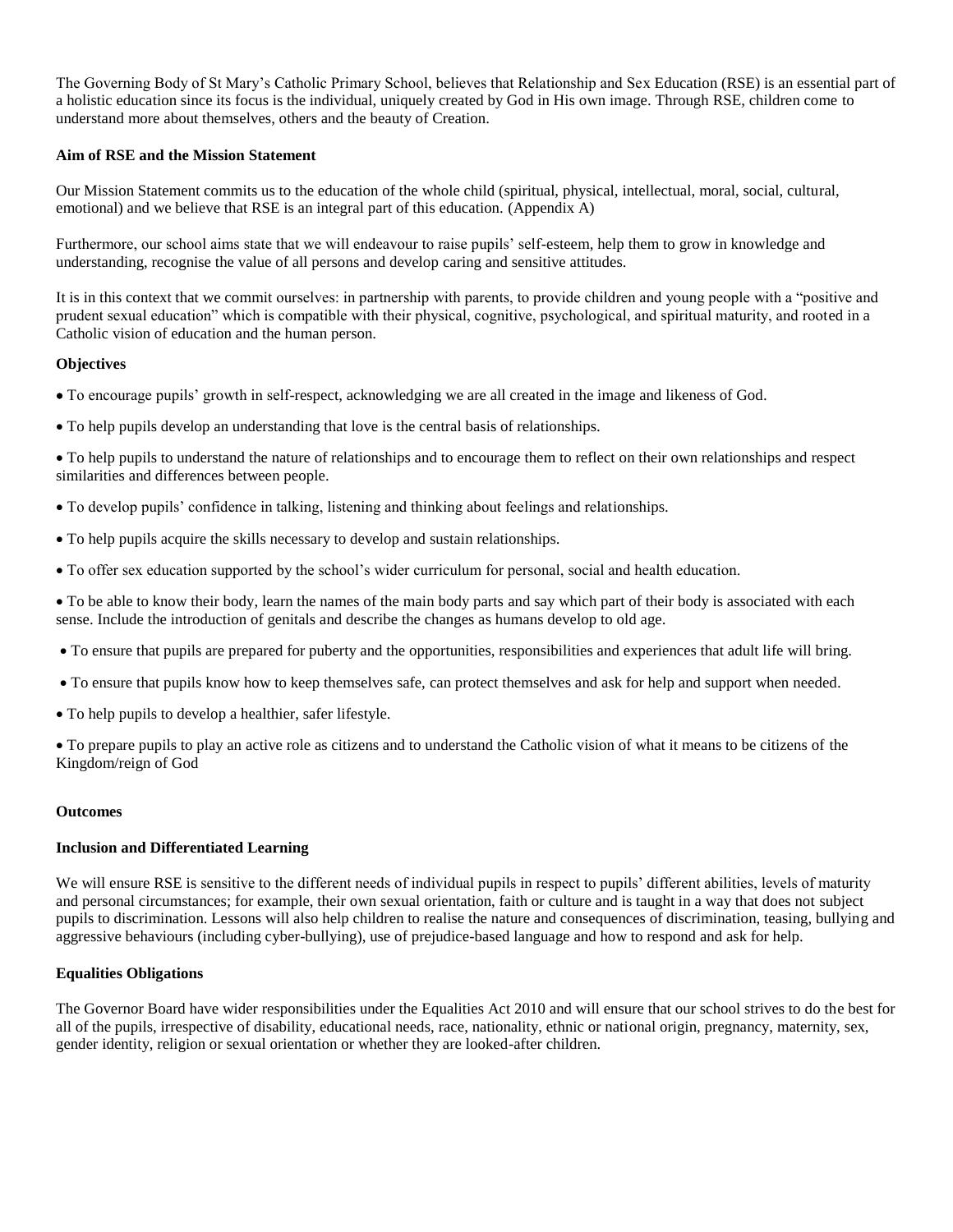The Governing Body of St Mary's Catholic Primary School, believes that Relationship and Sex Education (RSE) is an essential part of a holistic education since its focus is the individual, uniquely created by God in His own image. Through RSE, children come to understand more about themselves, others and the beauty of Creation.

**Aim of RSE and the Mission Statement**

Our Mission Statement commits us to the education of the whole child (spiritual, physical, intellectual, moral, social, cultural, emotional) and we believe that RSE is an integral part of this education. (Appendix A)

Furthermore, our school aims state that we will endeavour to raise pupils' self-esteem, help them to grow in knowledge and understanding, recognise the value of all persons and develop caring and sensitive attitudes.

It is in this context that we commit ourselves: in partnership with parents, to provide children and young people with a "positive and prudent sexual education" which is compatible with their physical, cognitive, psychological, and spiritual maturity, and rooted in a Catholic vision of education and the human person.

**Objectives**

- To encourage pupils' growth in self-respect, acknowledging we are all created in the image and likeness of God.
- To help pupils develop an understanding that love is the central basis of relationships.
- To help pupils to understand the nature of relationships and to encourage them to reflect on their own relationships and respect similarities and differences between people.
- To develop pupils' confidence in talking, listening and thinking about feelings and relationships.
- To help pupils acquire the skills necessary to develop and sustain relationships.
- To offer sex education supported by the school's wider curriculum for personal, social and health education.
- To be able to know their body, learn the names of the main body parts and say which part of their body is associated with each sense. Include the introduction of genitals and describe the changes as humans develop to old age.
- To ensure that pupils are prepared for puberty and the opportunities, responsibilities and experiences that adult life will bring.
- To ensure that pupils know how to keep themselves safe, can protect themselves and ask for help and support when needed.
- To help pupils to develop a healthier, safer lifestyle.
- To prepare pupils to play an active role as citizens and to understand the Catholic vision of what it means to be citizens of the Kingdom/reign of God

**Outcomes**

**Inclusion and Differentiated Learning**

We will ensure RSE is sensitive to the different needs of individual pupils in respect to pupils' different abilities, levels of maturity and personal circumstances; for example, their own sexual orientation, faith or culture and is taught in a way that does not subject pupils to discrimination. Lessons will also help children to realise the nature and consequences of discrimination, teasing, bullying and aggressive behaviours (including cyber-bullying), use of prejudice-based language and how to respond and ask for help.

**Equalities Obligations**

The Governor Board have wider responsibilities under the Equalities Act 2010 and will ensure that our school strives to do the best for all of the pupils, irrespective of disability, educational needs, race, nationality, ethnic or national origin, pregnancy, maternity, sex, gender identity, religion or sexual orientation or whether they are looked-after children.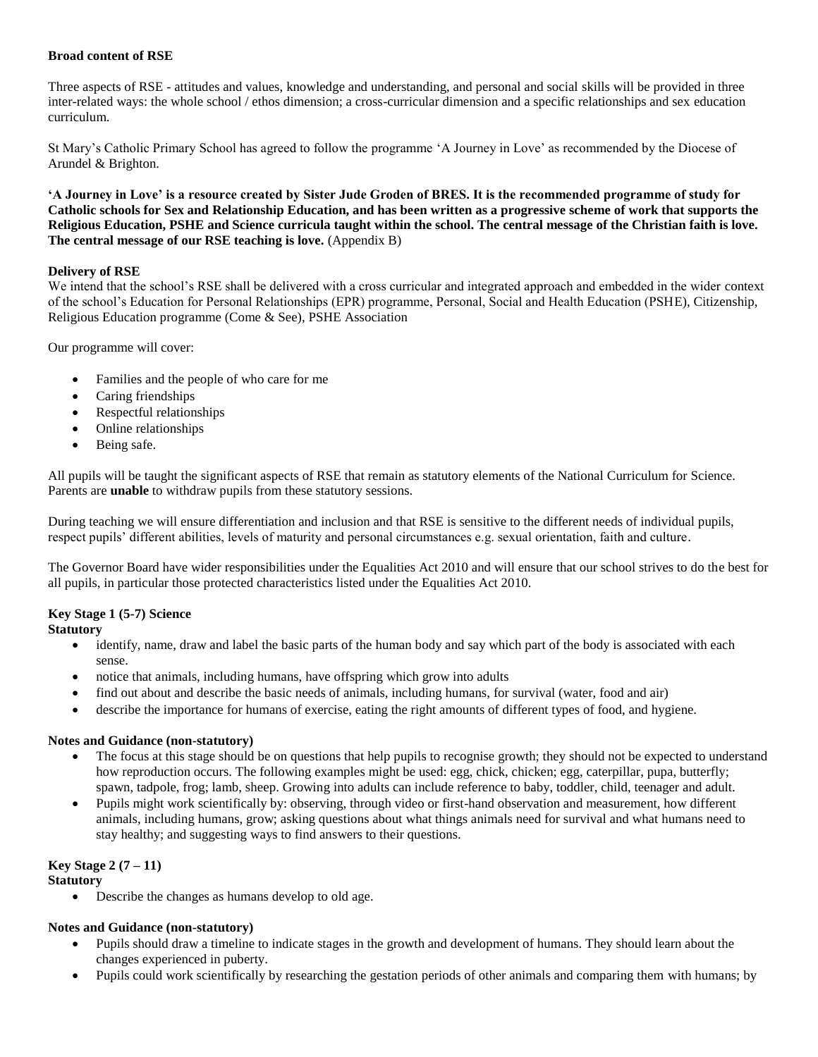**Broad content of RSE**

Three aspects of RSE - attitudes and values, knowledge and understanding, and personal and social skills will be provided in three inter-related ways: the whole school / ethos dimension; a cross-curricular dimension and a specific relationships and sex education curriculum.

St Mary's Catholic Primary School has agreed to follow the programme 'A Journey in Love' as recommended by the Diocese of Arundel & Brighton.

**'A Journey in Love' is a resource created by Sister Jude Groden of BRES. It is the recommended programme of study for Catholic schools for Sex and Relationship Education, and has been written as a progressive scheme of work that supports the Religious Education, PSHE and Science curricula taught within the school. The central message of the Christian faith is love. The central message of our RSE teaching is love.** (Appendix B)

**Delivery of RSE**

We intend that the school's RSE shall be delivered with a cross curricular and integrated approach and embedded in the wider context of the school's Education for Personal Relationships (EPR) programme, Personal, Social and Health Education (PSHE), Citizenship, Religious Education programme (Come & See), PSHE Association

Our programme will cover:

- Families and the people of who care for me
- Caring friendships
- Respectful relationships
- Online relationships
- Being safe.

All pupils will be taught the significant aspects of RSE that remain as statutory elements of the National Curriculum for Science. Parents are **unable** to withdraw pupils from these statutory sessions.

During teaching we will ensure differentiation and inclusion and that RSE is sensitive to the different needs of individual pupils, respect pupils' different abilities, levels of maturity and personal circumstances e.g. sexual orientation, faith and culture.

The Governor Board have wider responsibilities under the Equalities Act 2010 and will ensure that our school strives to do the best for all pupils, in particular those protected characteristics listed under the Equalities Act 2010.

**Key Stage 1 (5-7) Science**
**Statutory**

- identify, name, draw and label the basic parts of the human body and say which part of the body is associated with each sense.
- notice that animals, including humans, have offspring which grow into adults
- find out about and describe the basic needs of animals, including humans, for survival (water, food and air)
- describe the importance for humans of exercise, eating the right amounts of different types of food, and hygiene.

**Notes and Guidance (non-statutory)**

- The focus at this stage should be on questions that help pupils to recognise growth; they should not be expected to understand how reproduction occurs. The following examples might be used: egg, chick, chicken; egg, caterpillar, pupa, butterfly; spawn, tadpole, frog; lamb, sheep. Growing into adults can include reference to baby, toddler, child, teenager and adult.
- Pupils might work scientifically by: observing, through video or first-hand observation and measurement, how different animals, including humans, grow; asking questions about what things animals need for survival and what humans need to stay healthy; and suggesting ways to find answers to their questions.

**Key Stage 2 (7 – 11)**
**Statutory**

- Describe the changes as humans develop to old age.

**Notes and Guidance (non-statutory)**

- Pupils should draw a timeline to indicate stages in the growth and development of humans. They should learn about the changes experienced in puberty.
- Pupils could work scientifically by researching the gestation periods of other animals and comparing them with humans; by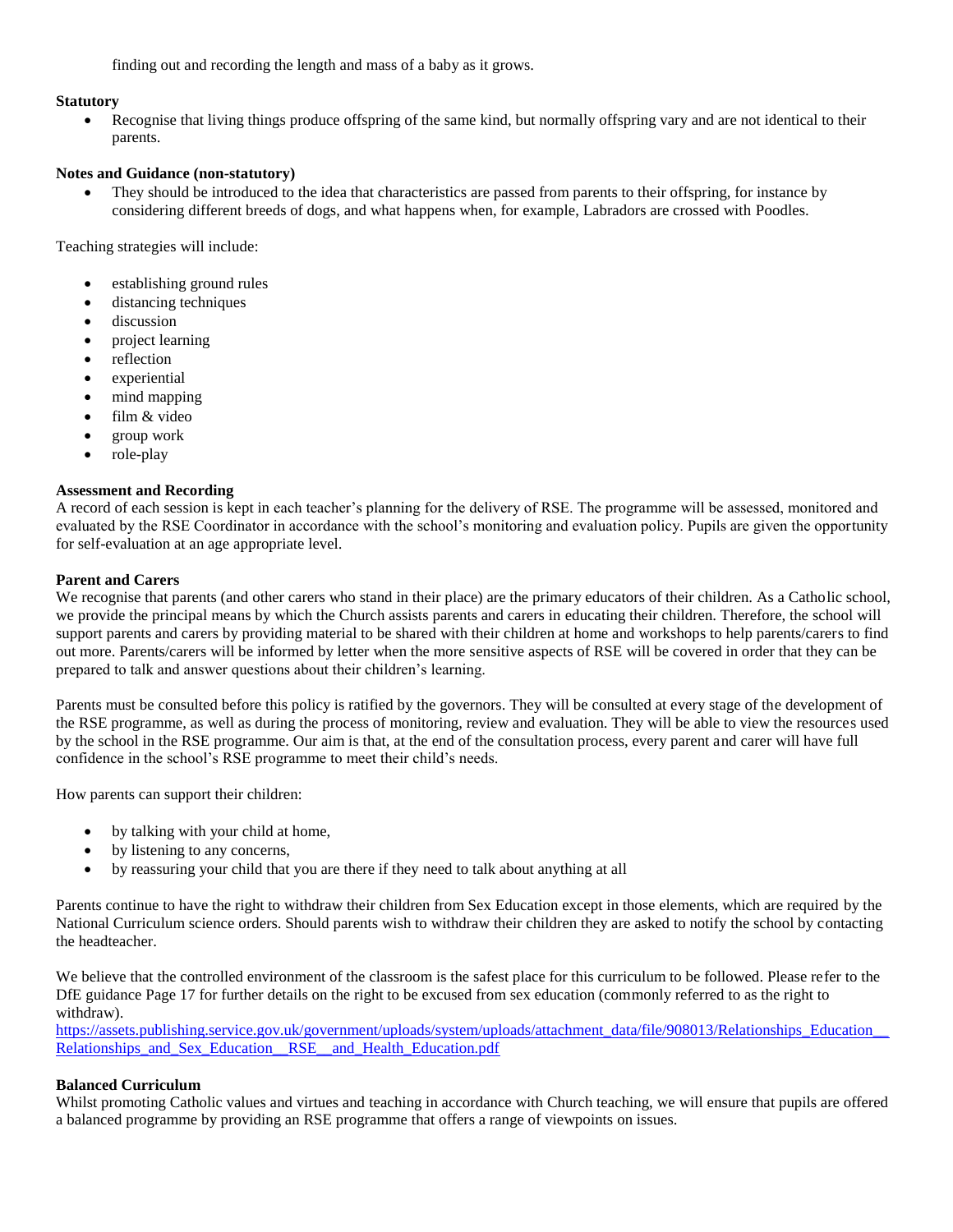finding out and recording the length and mass of a baby as it grows.

**Statutory**

- Recognise that living things produce offspring of the same kind, but normally offspring vary and are not identical to their parents.

**Notes and Guidance (non-statutory)**

- They should be introduced to the idea that characteristics are passed from parents to their offspring, for instance by considering different breeds of dogs, and what happens when, for example, Labradors are crossed with Poodles.

Teaching strategies will include:

- establishing ground rules
- distancing techniques
- discussion
- project learning
- reflection
- experiential
- mind mapping
- film & video
- group work
- role-play

**Assessment and Recording**

A record of each session is kept in each teacher's planning for the delivery of RSE. The programme will be assessed, monitored and evaluated by the RSE Coordinator in accordance with the school's monitoring and evaluation policy. Pupils are given the opportunity for self-evaluation at an age appropriate level.

**Parent and Carers**

We recognise that parents (and other carers who stand in their place) are the primary educators of their children. As a Catholic school, we provide the principal means by which the Church assists parents and carers in educating their children. Therefore, the school will support parents and carers by providing material to be shared with their children at home and workshops to help parents/carers to find out more. Parents/carers will be informed by letter when the more sensitive aspects of RSE will be covered in order that they can be prepared to talk and answer questions about their children's learning.

Parents must be consulted before this policy is ratified by the governors. They will be consulted at every stage of the development of the RSE programme, as well as during the process of monitoring, review and evaluation. They will be able to view the resources used by the school in the RSE programme. Our aim is that, at the end of the consultation process, every parent and carer will have full confidence in the school's RSE programme to meet their child's needs.

How parents can support their children:

- by talking with your child at home,
- by listening to any concerns,
- by reassuring your child that you are there if they need to talk about anything at all

Parents continue to have the right to withdraw their children from Sex Education except in those elements, which are required by the National Curriculum science orders. Should parents wish to withdraw their children they are asked to notify the school by contacting the headteacher.

We believe that the controlled environment of the classroom is the safest place for this curriculum to be followed. Please refer to the DfE guidance Page 17 for further details on the right to be excused from sex education (commonly referred to as the right to withdraw).
https://assets.publishing.service.gov.uk/government/uploads/system/uploads/attachment_data/file/908013/Relationships_Education__Relationships_and_Sex_Education__RSE__and_Health_Education.pdf

**Balanced Curriculum**

Whilst promoting Catholic values and virtues and teaching in accordance with Church teaching, we will ensure that pupils are offered a balanced programme by providing an RSE programme that offers a range of viewpoints on issues.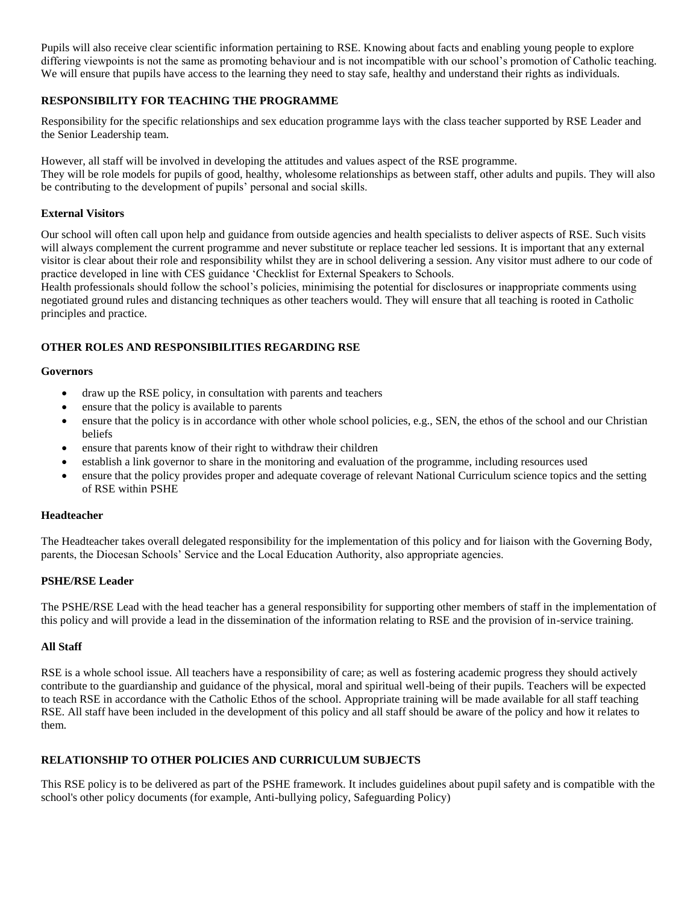Pupils will also receive clear scientific information pertaining to RSE. Knowing about facts and enabling young people to explore differing viewpoints is not the same as promoting behaviour and is not incompatible with our school's promotion of Catholic teaching. We will ensure that pupils have access to the learning they need to stay safe, healthy and understand their rights as individuals.

## RESPONSIBILITY FOR TEACHING THE PROGRAMME

Responsibility for the specific relationships and sex education programme lays with the class teacher supported by RSE Leader and the Senior Leadership team.

However, all staff will be involved in developing the attitudes and values aspect of the RSE programme.
They will be role models for pupils of good, healthy, wholesome relationships as between staff, other adults and pupils. They will also be contributing to the development of pupils' personal and social skills.

### External Visitors

Our school will often call upon help and guidance from outside agencies and health specialists to deliver aspects of RSE. Such visits will always complement the current programme and never substitute or replace teacher led sessions. It is important that any external visitor is clear about their role and responsibility whilst they are in school delivering a session. Any visitor must adhere to our code of practice developed in line with CES guidance 'Checklist for External Speakers to Schools.
Health professionals should follow the school's policies, minimising the potential for disclosures or inappropriate comments using negotiated ground rules and distancing techniques as other teachers would. They will ensure that all teaching is rooted in Catholic principles and practice.

## OTHER ROLES AND RESPONSIBILITIES REGARDING RSE

### Governors

- draw up the RSE policy, in consultation with parents and teachers
- ensure that the policy is available to parents
- ensure that the policy is in accordance with other whole school policies, e.g., SEN, the ethos of the school and our Christian beliefs
- ensure that parents know of their right to withdraw their children
- establish a link governor to share in the monitoring and evaluation of the programme, including resources used
- ensure that the policy provides proper and adequate coverage of relevant National Curriculum science topics and the setting of RSE within PSHE

### Headteacher

The Headteacher takes overall delegated responsibility for the implementation of this policy and for liaison with the Governing Body, parents, the Diocesan Schools' Service and the Local Education Authority, also appropriate agencies.

### PSHE/RSE Leader

The PSHE/RSE Lead with the head teacher has a general responsibility for supporting other members of staff in the implementation of this policy and will provide a lead in the dissemination of the information relating to RSE and the provision of in-service training.

### All Staff

RSE is a whole school issue. All teachers have a responsibility of care; as well as fostering academic progress they should actively contribute to the guardianship and guidance of the physical, moral and spiritual well-being of their pupils. Teachers will be expected to teach RSE in accordance with the Catholic Ethos of the school. Appropriate training will be made available for all staff teaching RSE. All staff have been included in the development of this policy and all staff should be aware of the policy and how it relates to them.

## RELATIONSHIP TO OTHER POLICIES AND CURRICULUM SUBJECTS

This RSE policy is to be delivered as part of the PSHE framework. It includes guidelines about pupil safety and is compatible with the school's other policy documents (for example, Anti-bullying policy, Safeguarding Policy)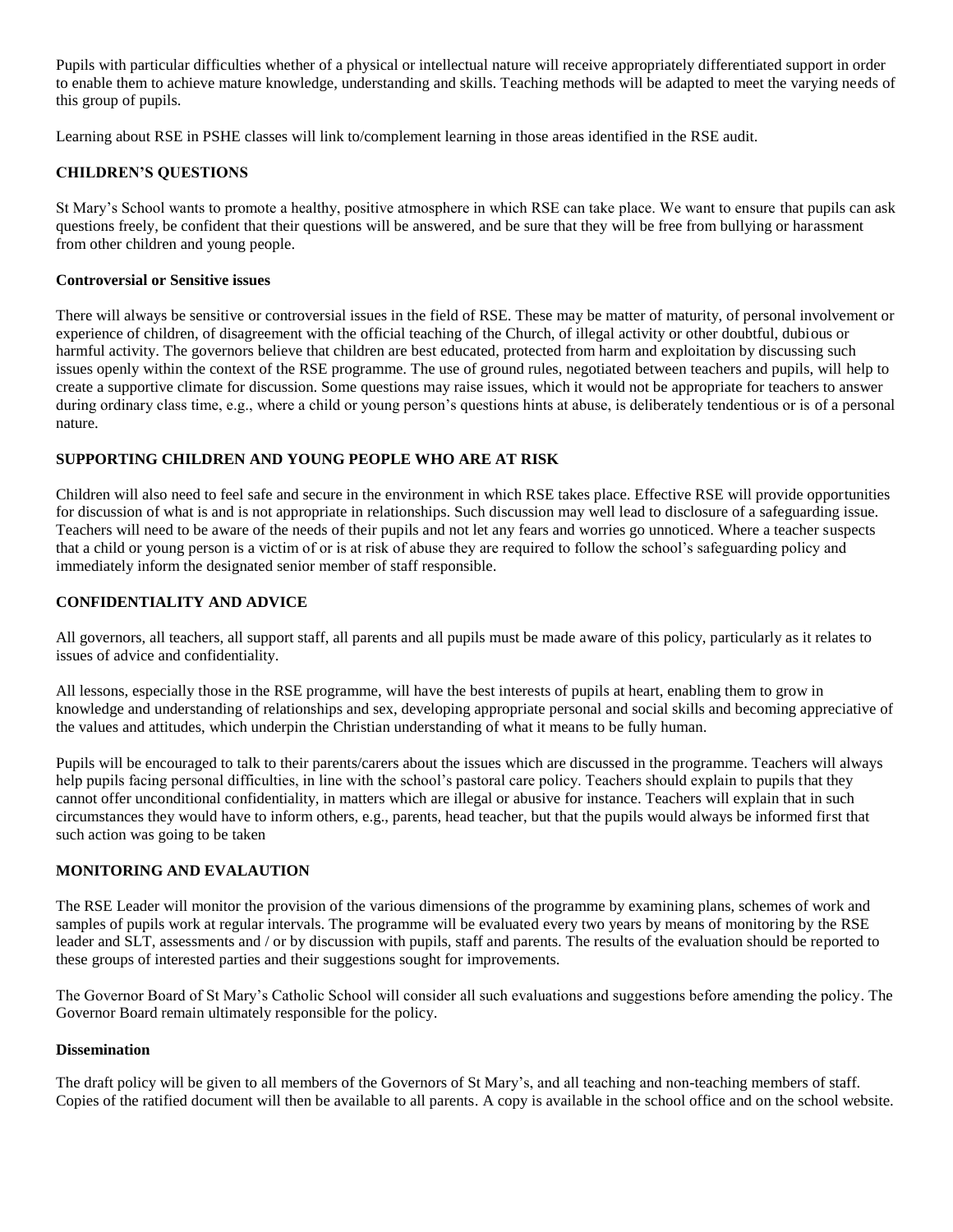Pupils with particular difficulties whether of a physical or intellectual nature will receive appropriately differentiated support in order to enable them to achieve mature knowledge, understanding and skills. Teaching methods will be adapted to meet the varying needs of this group of pupils.

Learning about RSE in PSHE classes will link to/complement learning in those areas identified in the RSE audit.

## CHILDREN'S QUESTIONS

St Mary's School wants to promote a healthy, positive atmosphere in which RSE can take place. We want to ensure that pupils can ask questions freely, be confident that their questions will be answered, and be sure that they will be free from bullying or harassment from other children and young people.

### Controversial or Sensitive issues

There will always be sensitive or controversial issues in the field of RSE. These may be matter of maturity, of personal involvement or experience of children, of disagreement with the official teaching of the Church, of illegal activity or other doubtful, dubious or harmful activity. The governors believe that children are best educated, protected from harm and exploitation by discussing such issues openly within the context of the RSE programme. The use of ground rules, negotiated between teachers and pupils, will help to create a supportive climate for discussion. Some questions may raise issues, which it would not be appropriate for teachers to answer during ordinary class time, e.g., where a child or young person's questions hints at abuse, is deliberately tendentious or is of a personal nature.

## SUPPORTING CHILDREN AND YOUNG PEOPLE WHO ARE AT RISK

Children will also need to feel safe and secure in the environment in which RSE takes place. Effective RSE will provide opportunities for discussion of what is and is not appropriate in relationships. Such discussion may well lead to disclosure of a safeguarding issue. Teachers will need to be aware of the needs of their pupils and not let any fears and worries go unnoticed. Where a teacher suspects that a child or young person is a victim of or is at risk of abuse they are required to follow the school's safeguarding policy and immediately inform the designated senior member of staff responsible.

## CONFIDENTIALITY AND ADVICE

All governors, all teachers, all support staff, all parents and all pupils must be made aware of this policy, particularly as it relates to issues of advice and confidentiality.

All lessons, especially those in the RSE programme, will have the best interests of pupils at heart, enabling them to grow in knowledge and understanding of relationships and sex, developing appropriate personal and social skills and becoming appreciative of the values and attitudes, which underpin the Christian understanding of what it means to be fully human.

Pupils will be encouraged to talk to their parents/carers about the issues which are discussed in the programme. Teachers will always help pupils facing personal difficulties, in line with the school's pastoral care policy. Teachers should explain to pupils that they cannot offer unconditional confidentiality, in matters which are illegal or abusive for instance. Teachers will explain that in such circumstances they would have to inform others, e.g., parents, head teacher, but that the pupils would always be informed first that such action was going to be taken

## MONITORING AND EVALAUTION

The RSE Leader will monitor the provision of the various dimensions of the programme by examining plans, schemes of work and samples of pupils work at regular intervals. The programme will be evaluated every two years by means of monitoring by the RSE leader and SLT, assessments and / or by discussion with pupils, staff and parents. The results of the evaluation should be reported to these groups of interested parties and their suggestions sought for improvements.

The Governor Board of St Mary's Catholic School will consider all such evaluations and suggestions before amending the policy. The Governor Board remain ultimately responsible for the policy.

### Dissemination

The draft policy will be given to all members of the Governors of St Mary's, and all teaching and non-teaching members of staff. Copies of the ratified document will then be available to all parents. A copy is available in the school office and on the school website.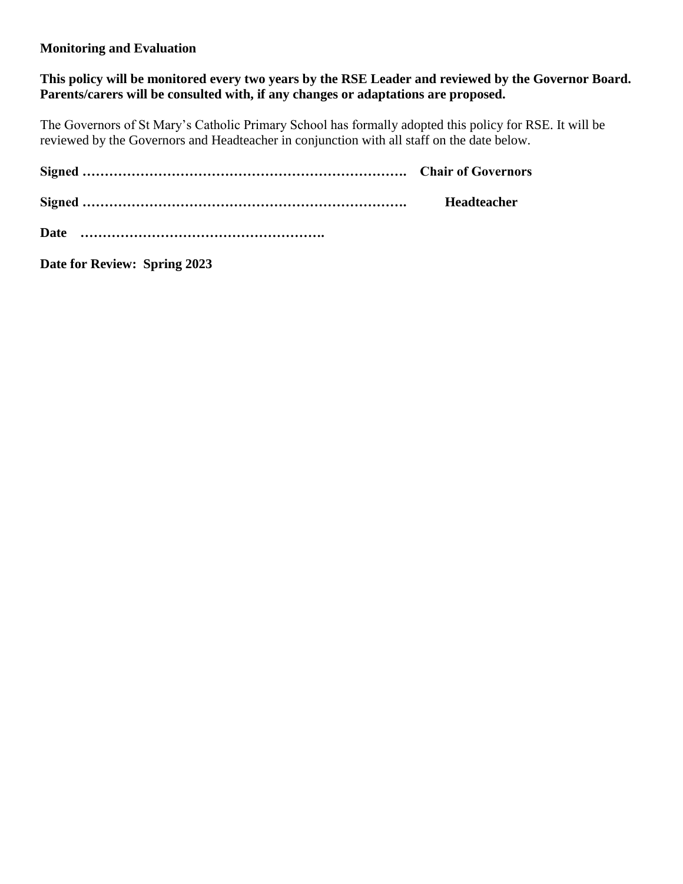**Monitoring and Evaluation**

**This policy will be monitored every two years by the RSE Leader and reviewed by the Governor Board. Parents/carers will be consulted with, if any changes or adaptations are proposed.**

The Governors of St Mary's Catholic Primary School has formally adopted this policy for RSE. It will be reviewed by the Governors and Headteacher in conjunction with all staff on the date below.

**Signed ………………………………………………………………. Chair of Governors**

**Signed ………………………………………………………………. Headteacher**

**Date ……………………………………………….**

**Date for Review: Spring 2023**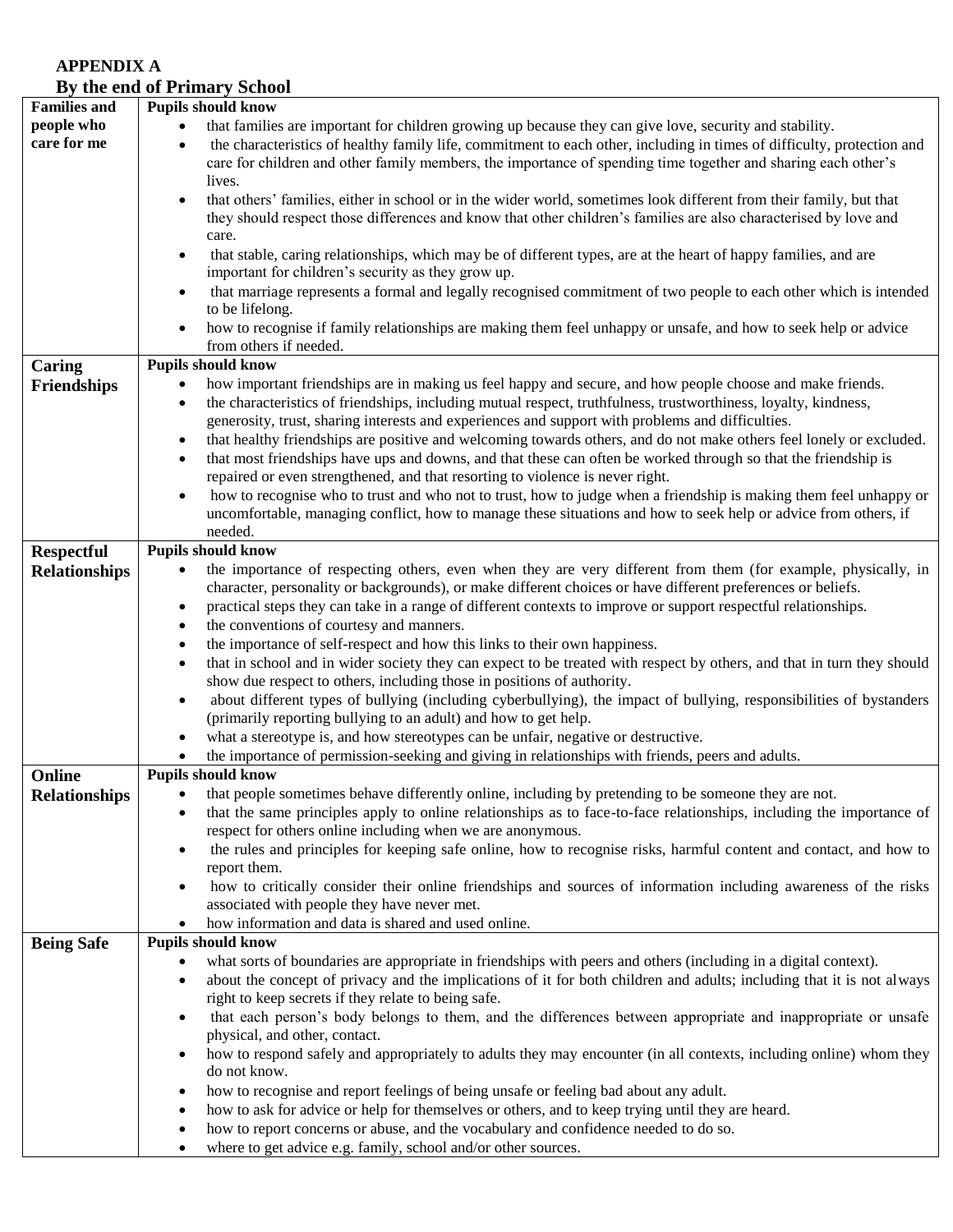## APPENDIX A

## By the end of Primary School

| | |
|---|---|
| **Families and people who care for me** | **Pupils should know**<br>• that families are important for children growing up because they can give love, security and stability.<br>• the characteristics of healthy family life, commitment to each other, including in times of difficulty, protection and care for children and other family members, the importance of spending time together and sharing each other's lives.<br>• that others' families, either in school or in the wider world, sometimes look different from their family, but that they should respect those differences and know that other children's families are also characterised by love and care.<br>• that stable, caring relationships, which may be of different types, are at the heart of happy families, and are important for children's security as they grow up.<br>• that marriage represents a formal and legally recognised commitment of two people to each other which is intended to be lifelong.<br>• how to recognise if family relationships are making them feel unhappy or unsafe, and how to seek help or advice from others if needed. |
| **Caring Friendships** | **Pupils should know**<br>• how important friendships are in making us feel happy and secure, and how people choose and make friends.<br>• the characteristics of friendships, including mutual respect, truthfulness, trustworthiness, loyalty, kindness, generosity, trust, sharing interests and experiences and support with problems and difficulties.<br>• that healthy friendships are positive and welcoming towards others, and do not make others feel lonely or excluded.<br>• that most friendships have ups and downs, and that these can often be worked through so that the friendship is repaired or even strengthened, and that resorting to violence is never right.<br>• how to recognise who to trust and who not to trust, how to judge when a friendship is making them feel unhappy or uncomfortable, managing conflict, how to manage these situations and how to seek help or advice from others, if needed. |
| **Respectful Relationships** | **Pupils should know**<br>• the importance of respecting others, even when they are very different from them (for example, physically, in character, personality or backgrounds), or make different choices or have different preferences or beliefs.<br>• practical steps they can take in a range of different contexts to improve or support respectful relationships.<br>• the conventions of courtesy and manners.<br>• the importance of self-respect and how this links to their own happiness.<br>• that in school and in wider society they can expect to be treated with respect by others, and that in turn they should show due respect to others, including those in positions of authority.<br>• about different types of bullying (including cyberbullying), the impact of bullying, responsibilities of bystanders (primarily reporting bullying to an adult) and how to get help.<br>• what a stereotype is, and how stereotypes can be unfair, negative or destructive.<br>• the importance of permission-seeking and giving in relationships with friends, peers and adults. |
| **Online Relationships** | **Pupils should know**<br>• that people sometimes behave differently online, including by pretending to be someone they are not.<br>• that the same principles apply to online relationships as to face-to-face relationships, including the importance of respect for others online including when we are anonymous.<br>• the rules and principles for keeping safe online, how to recognise risks, harmful content and contact, and how to report them.<br>• how to critically consider their online friendships and sources of information including awareness of the risks associated with people they have never met.<br>• how information and data is shared and used online. |
| **Being Safe** | **Pupils should know**<br>• what sorts of boundaries are appropriate in friendships with peers and others (including in a digital context).<br>• about the concept of privacy and the implications of it for both children and adults; including that it is not always right to keep secrets if they relate to being safe.<br>• that each person's body belongs to them, and the differences between appropriate and inappropriate or unsafe physical, and other, contact.<br>• how to respond safely and appropriately to adults they may encounter (in all contexts, including online) whom they do not know.<br>• how to recognise and report feelings of being unsafe or feeling bad about any adult.<br>• how to ask for advice or help for themselves or others, and to keep trying until they are heard.<br>• how to report concerns or abuse, and the vocabulary and confidence needed to do so.<br>• where to get advice e.g. family, school and/or other sources. |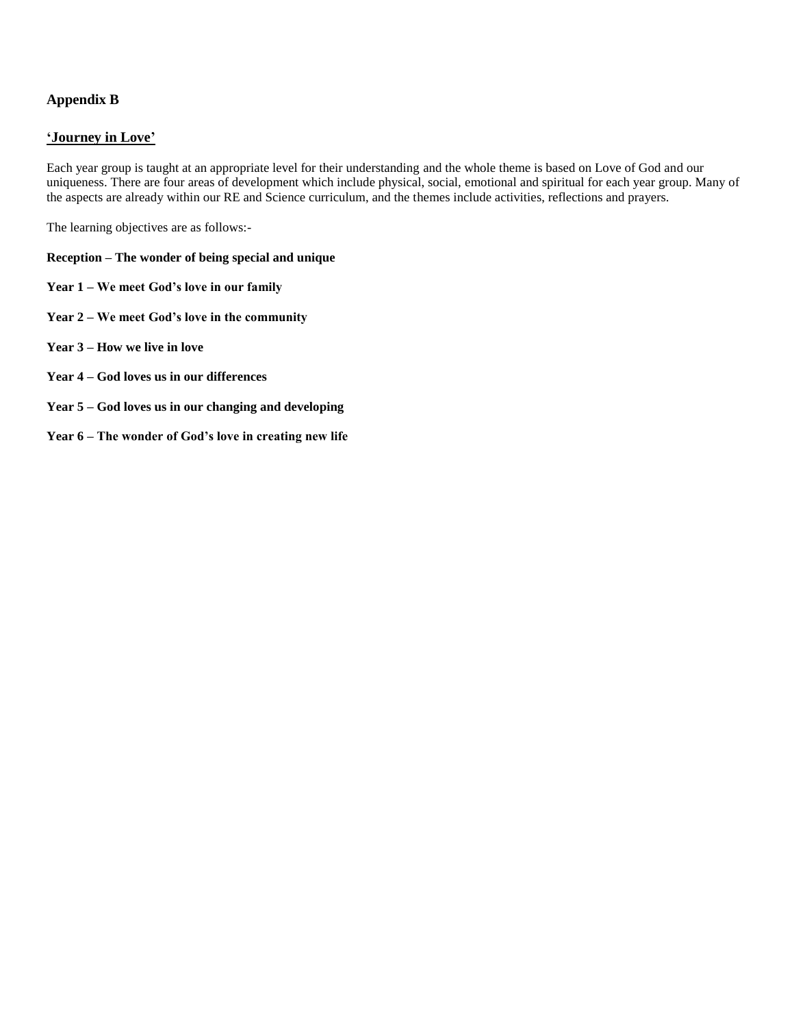## Appendix B

### **'Journey in Love'**

Each year group is taught at an appropriate level for their understanding and the whole theme is based on Love of God and our uniqueness. There are four areas of development which include physical, social, emotional and spiritual for each year group. Many of the aspects are already within our RE and Science curriculum, and the themes include activities, reflections and prayers.

The learning objectives are as follows:-

**Reception – The wonder of being special and unique**

**Year 1 – We meet God's love in our family**

**Year 2 – We meet God's love in the community**

**Year 3 – How we live in love**

**Year 4 – God loves us in our differences**

**Year 5 – God loves us in our changing and developing**

**Year 6 – The wonder of God's love in creating new life**